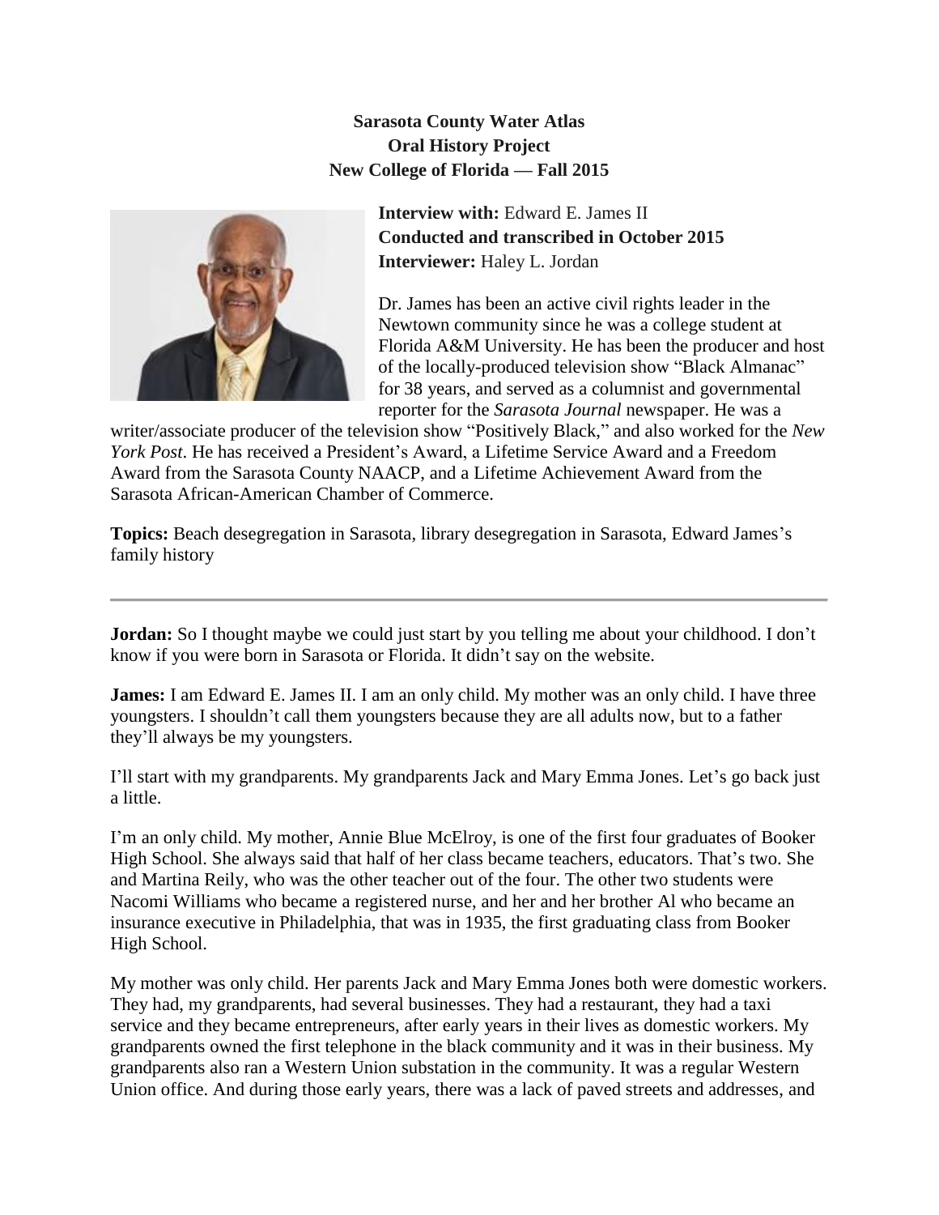**Sarasota County Water Atlas**
**Oral History Project**
**New College of Florida — Fall 2015**

**Interview with:** Edward E. James II
**Conducted and transcribed in October 2015**
**Interviewer:** Haley L. Jordan

Dr. James has been an active civil rights leader in the Newtown community since he was a college student at Florida A&M University. He has been the producer and host of the locally-produced television show "Black Almanac" for 38 years, and served as a columnist and governmental reporter for the *Sarasota Journal* newspaper. He was a writer/associate producer of the television show "Positively Black," and also worked for the *New York Post*. He has received a President's Award, a Lifetime Service Award and a Freedom Award from the Sarasota County NAACP, and a Lifetime Achievement Award from the Sarasota African-American Chamber of Commerce.

**Topics:** Beach desegregation in Sarasota, library desegregation in Sarasota, Edward James's family history

---

**Jordan:** So I thought maybe we could just start by you telling me about your childhood. I don't know if you were born in Sarasota or Florida. It didn't say on the website.

**James:** I am Edward E. James II. I am an only child. My mother was an only child. I have three youngsters. I shouldn't call them youngsters because they are all adults now, but to a father they'll always be my youngsters.

I'll start with my grandparents. My grandparents Jack and Mary Emma Jones. Let's go back just a little.

I'm an only child. My mother, Annie Blue McElroy, is one of the first four graduates of Booker High School. She always said that half of her class became teachers, educators. That's two. She and Martina Reily, who was the other teacher out of the four. The other two students were Nacomi Williams who became a registered nurse, and her and her brother Al who became an insurance executive in Philadelphia, that was in 1935, the first graduating class from Booker High School.

My mother was only child. Her parents Jack and Mary Emma Jones both were domestic workers. They had, my grandparents, had several businesses. They had a restaurant, they had a taxi service and they became entrepreneurs, after early years in their lives as domestic workers. My grandparents owned the first telephone in the black community and it was in their business. My grandparents also ran a Western Union substation in the community. It was a regular Western Union office. And during those early years, there was a lack of paved streets and addresses, and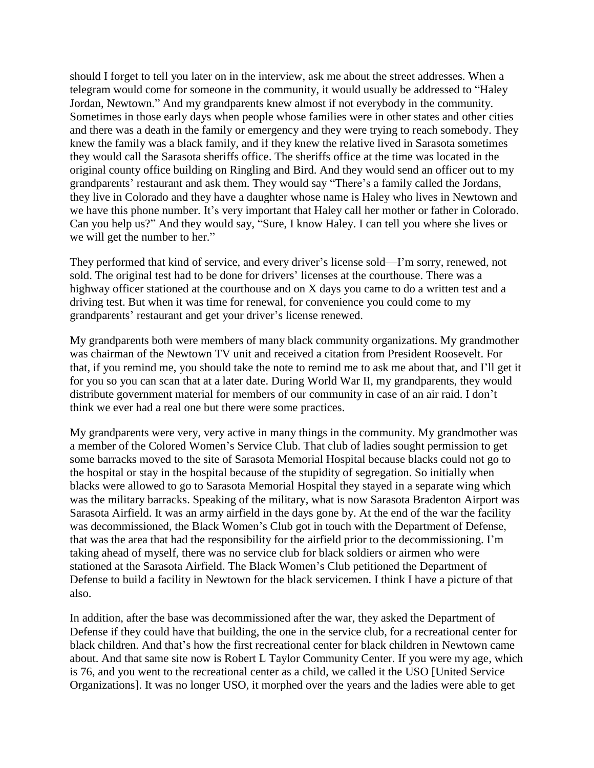should I forget to tell you later on in the interview, ask me about the street addresses. When a telegram would come for someone in the community, it would usually be addressed to "Haley Jordan, Newtown." And my grandparents knew almost if not everybody in the community. Sometimes in those early days when people whose families were in other states and other cities and there was a death in the family or emergency and they were trying to reach somebody. They knew the family was a black family, and if they knew the relative lived in Sarasota sometimes they would call the Sarasota sheriffs office. The sheriffs office at the time was located in the original county office building on Ringling and Bird. And they would send an officer out to my grandparents' restaurant and ask them. They would say "There's a family called the Jordans, they live in Colorado and they have a daughter whose name is Haley who lives in Newtown and we have this phone number. It's very important that Haley call her mother or father in Colorado. Can you help us?" And they would say, "Sure, I know Haley. I can tell you where she lives or we will get the number to her."

They performed that kind of service, and every driver's license sold—I'm sorry, renewed, not sold. The original test had to be done for drivers' licenses at the courthouse. There was a highway officer stationed at the courthouse and on X days you came to do a written test and a driving test. But when it was time for renewal, for convenience you could come to my grandparents' restaurant and get your driver's license renewed.

My grandparents both were members of many black community organizations. My grandmother was chairman of the Newtown TV unit and received a citation from President Roosevelt. For that, if you remind me, you should take the note to remind me to ask me about that, and I'll get it for you so you can scan that at a later date. During World War II, my grandparents, they would distribute government material for members of our community in case of an air raid. I don't think we ever had a real one but there were some practices.

My grandparents were very, very active in many things in the community. My grandmother was a member of the Colored Women's Service Club. That club of ladies sought permission to get some barracks moved to the site of Sarasota Memorial Hospital because blacks could not go to the hospital or stay in the hospital because of the stupidity of segregation. So initially when blacks were allowed to go to Sarasota Memorial Hospital they stayed in a separate wing which was the military barracks. Speaking of the military, what is now Sarasota Bradenton Airport was Sarasota Airfield. It was an army airfield in the days gone by. At the end of the war the facility was decommissioned, the Black Women's Club got in touch with the Department of Defense, that was the area that had the responsibility for the airfield prior to the decommissioning. I'm taking ahead of myself, there was no service club for black soldiers or airmen who were stationed at the Sarasota Airfield. The Black Women's Club petitioned the Department of Defense to build a facility in Newtown for the black servicemen. I think I have a picture of that also.

In addition, after the base was decommissioned after the war, they asked the Department of Defense if they could have that building, the one in the service club, for a recreational center for black children. And that's how the first recreational center for black children in Newtown came about. And that same site now is Robert L Taylor Community Center. If you were my age, which is 76, and you went to the recreational center as a child, we called it the USO [United Service Organizations]. It was no longer USO, it morphed over the years and the ladies were able to get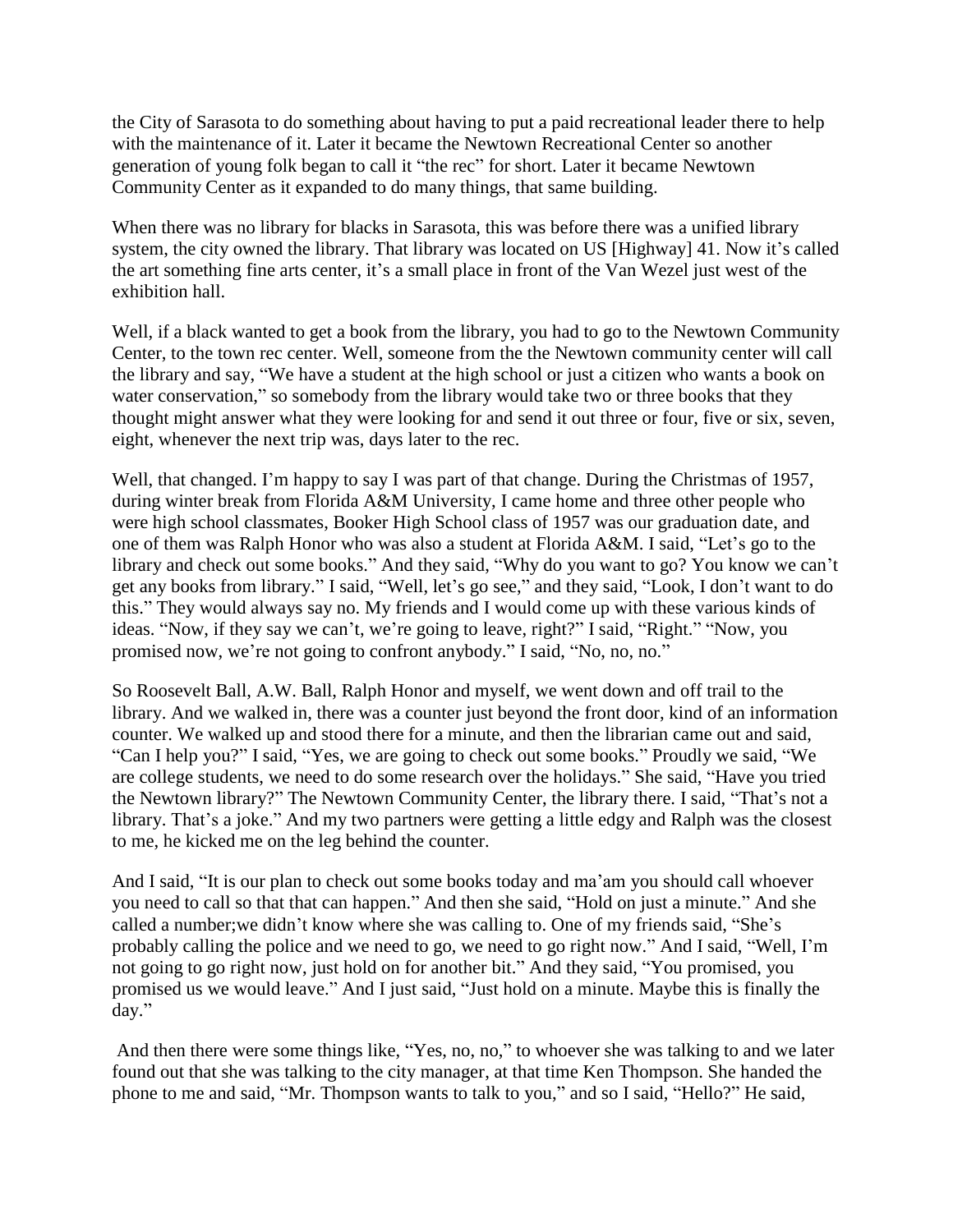the City of Sarasota to do something about having to put a paid recreational leader there to help with the maintenance of it. Later it became the Newtown Recreational Center so another generation of young folk began to call it "the rec" for short. Later it became Newtown Community Center as it expanded to do many things, that same building.

When there was no library for blacks in Sarasota, this was before there was a unified library system, the city owned the library. That library was located on US [Highway] 41. Now it's called the art something fine arts center, it's a small place in front of the Van Wezel just west of the exhibition hall.

Well, if a black wanted to get a book from the library, you had to go to the Newtown Community Center, to the town rec center. Well, someone from the the Newtown community center will call the library and say, "We have a student at the high school or just a citizen who wants a book on water conservation," so somebody from the library would take two or three books that they thought might answer what they were looking for and send it out three or four, five or six, seven, eight, whenever the next trip was, days later to the rec.

Well, that changed. I'm happy to say I was part of that change. During the Christmas of 1957, during winter break from Florida A&M University, I came home and three other people who were high school classmates, Booker High School class of 1957 was our graduation date, and one of them was Ralph Honor who was also a student at Florida A&M. I said, "Let's go to the library and check out some books." And they said, "Why do you want to go? You know we can't get any books from library." I said, "Well, let's go see," and they said, "Look, I don't want to do this." They would always say no. My friends and I would come up with these various kinds of ideas. "Now, if they say we can't, we're going to leave, right?" I said, "Right." "Now, you promised now, we're not going to confront anybody." I said, "No, no, no."

So Roosevelt Ball, A.W. Ball, Ralph Honor and myself, we went down and off trail to the library. And we walked in, there was a counter just beyond the front door, kind of an information counter. We walked up and stood there for a minute, and then the librarian came out and said, "Can I help you?" I said, "Yes, we are going to check out some books." Proudly we said, "We are college students, we need to do some research over the holidays." She said, "Have you tried the Newtown library?" The Newtown Community Center, the library there. I said, "That's not a library. That's a joke." And my two partners were getting a little edgy and Ralph was the closest to me, he kicked me on the leg behind the counter.

And I said, "It is our plan to check out some books today and ma'am you should call whoever you need to call so that that can happen." And then she said, "Hold on just a minute." And she called a number;we didn't know where she was calling to. One of my friends said, "She's probably calling the police and we need to go, we need to go right now." And I said, "Well, I'm not going to go right now, just hold on for another bit." And they said, "You promised, you promised us we would leave." And I just said, "Just hold on a minute. Maybe this is finally the day."

And then there were some things like, "Yes, no, no," to whoever she was talking to and we later found out that she was talking to the city manager, at that time Ken Thompson. She handed the phone to me and said, "Mr. Thompson wants to talk to you," and so I said, "Hello?" He said,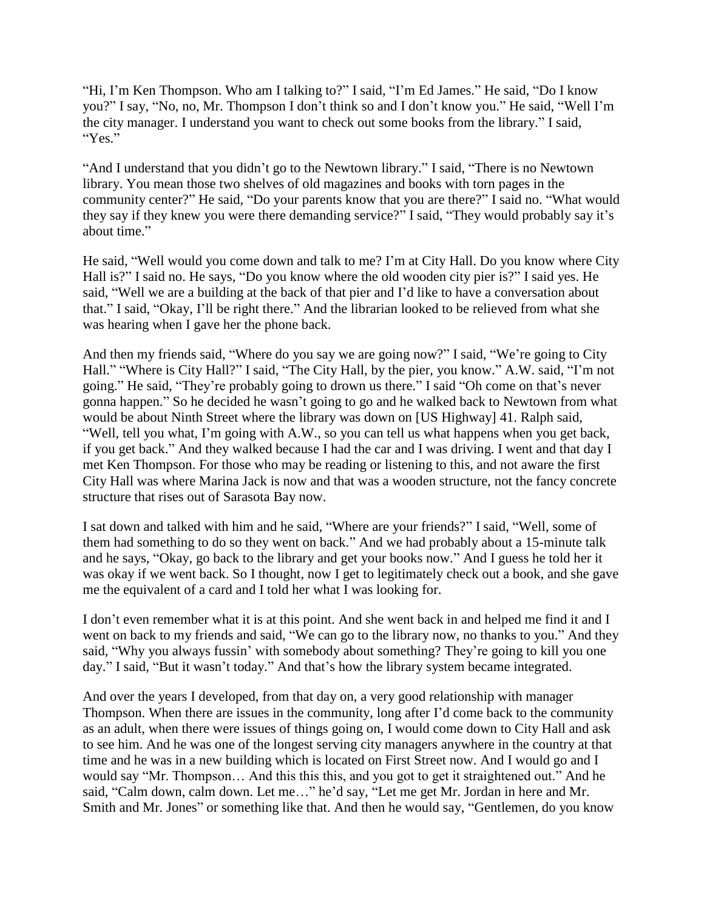"Hi, I'm Ken Thompson. Who am I talking to?" I said, "I'm Ed James." He said, "Do I know you?" I say, "No, no, Mr. Thompson I don't think so and I don't know you." He said, "Well I'm the city manager. I understand you want to check out some books from the library." I said, "Yes."

"And I understand that you didn't go to the Newtown library." I said, "There is no Newtown library. You mean those two shelves of old magazines and books with torn pages in the community center?" He said, "Do your parents know that you are there?" I said no. "What would they say if they knew you were there demanding service?" I said, "They would probably say it's about time."

He said, "Well would you come down and talk to me? I'm at City Hall. Do you know where City Hall is?" I said no. He says, "Do you know where the old wooden city pier is?" I said yes. He said, "Well we are a building at the back of that pier and I'd like to have a conversation about that." I said, "Okay, I'll be right there." And the librarian looked to be relieved from what she was hearing when I gave her the phone back.

And then my friends said, "Where do you say we are going now?" I said, "We're going to City Hall." "Where is City Hall?" I said, "The City Hall, by the pier, you know." A.W. said, "I'm not going." He said, "They're probably going to drown us there." I said "Oh come on that's never gonna happen." So he decided he wasn't going to go and he walked back to Newtown from what would be about Ninth Street where the library was down on [US Highway] 41. Ralph said, "Well, tell you what, I'm going with A.W., so you can tell us what happens when you get back, if you get back." And they walked because I had the car and I was driving. I went and that day I met Ken Thompson. For those who may be reading or listening to this, and not aware the first City Hall was where Marina Jack is now and that was a wooden structure, not the fancy concrete structure that rises out of Sarasota Bay now.

I sat down and talked with him and he said, "Where are your friends?" I said, "Well, some of them had something to do so they went on back." And we had probably about a 15-minute talk and he says, "Okay, go back to the library and get your books now." And I guess he told her it was okay if we went back. So I thought, now I get to legitimately check out a book, and she gave me the equivalent of a card and I told her what I was looking for.

I don't even remember what it is at this point. And she went back in and helped me find it and I went on back to my friends and said, "We can go to the library now, no thanks to you." And they said, "Why you always fussin' with somebody about something? They're going to kill you one day." I said, "But it wasn't today." And that's how the library system became integrated.

And over the years I developed, from that day on, a very good relationship with manager Thompson. When there are issues in the community, long after I'd come back to the community as an adult, when there were issues of things going on, I would come down to City Hall and ask to see him. And he was one of the longest serving city managers anywhere in the country at that time and he was in a new building which is located on First Street now. And I would go and I would say "Mr. Thompson… And this this this, and you got to get it straightened out." And he said, "Calm down, calm down. Let me…" he'd say, "Let me get Mr. Jordan in here and Mr. Smith and Mr. Jones" or something like that. And then he would say, "Gentlemen, do you know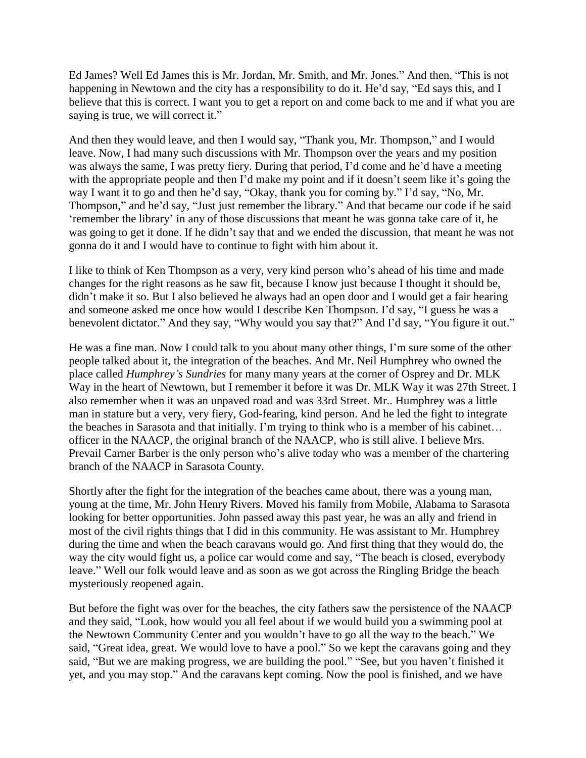Ed James? Well Ed James this is Mr. Jordan, Mr. Smith, and Mr. Jones." And then, "This is not happening in Newtown and the city has a responsibility to do it. He'd say, "Ed says this, and I believe that this is correct. I want you to get a report on and come back to me and if what you are saying is true, we will correct it."

And then they would leave, and then I would say, "Thank you, Mr. Thompson," and I would leave. Now, I had many such discussions with Mr. Thompson over the years and my position was always the same, I was pretty fiery. During that period, I'd come and he'd have a meeting with the appropriate people and then I'd make my point and if it doesn't seem like it's going the way I want it to go and then he'd say, "Okay, thank you for coming by." I'd say, "No, Mr. Thompson," and he'd say, "Just just remember the library." And that became our code if he said 'remember the library' in any of those discussions that meant he was gonna take care of it, he was going to get it done. If he didn't say that and we ended the discussion, that meant he was not gonna do it and I would have to continue to fight with him about it.

I like to think of Ken Thompson as a very, very kind person who's ahead of his time and made changes for the right reasons as he saw fit, because I know just because I thought it should be, didn't make it so. But I also believed he always had an open door and I would get a fair hearing and someone asked me once how would I describe Ken Thompson. I'd say, "I guess he was a benevolent dictator." And they say, "Why would you say that?" And I'd say, "You figure it out."

He was a fine man. Now I could talk to you about many other things, I'm sure some of the other people talked about it, the integration of the beaches. And Mr. Neil Humphrey who owned the place called *Humphrey's Sundries* for many many years at the corner of Osprey and Dr. MLK Way in the heart of Newtown, but I remember it before it was Dr. MLK Way it was 27th Street. I also remember when it was an unpaved road and was 33rd Street. Mr.. Humphrey was a little man in stature but a very, very fiery, God-fearing, kind person. And he led the fight to integrate the beaches in Sarasota and that initially. I'm trying to think who is a member of his cabinet… officer in the NAACP, the original branch of the NAACP, who is still alive. I believe Mrs. Prevail Carner Barber is the only person who's alive today who was a member of the chartering branch of the NAACP in Sarasota County.

Shortly after the fight for the integration of the beaches came about, there was a young man, young at the time, Mr. John Henry Rivers. Moved his family from Mobile, Alabama to Sarasota looking for better opportunities. John passed away this past year, he was an ally and friend in most of the civil rights things that I did in this community. He was assistant to Mr. Humphrey during the time and when the beach caravans would go. And first thing that they would do, the way the city would fight us, a police car would come and say, "The beach is closed, everybody leave." Well our folk would leave and as soon as we got across the Ringling Bridge the beach mysteriously reopened again.

But before the fight was over for the beaches, the city fathers saw the persistence of the NAACP and they said, "Look, how would you all feel about if we would build you a swimming pool at the Newtown Community Center and you wouldn't have to go all the way to the beach." We said, "Great idea, great. We would love to have a pool." So we kept the caravans going and they said, "But we are making progress, we are building the pool." "See, but you haven't finished it yet, and you may stop." And the caravans kept coming. Now the pool is finished, and we have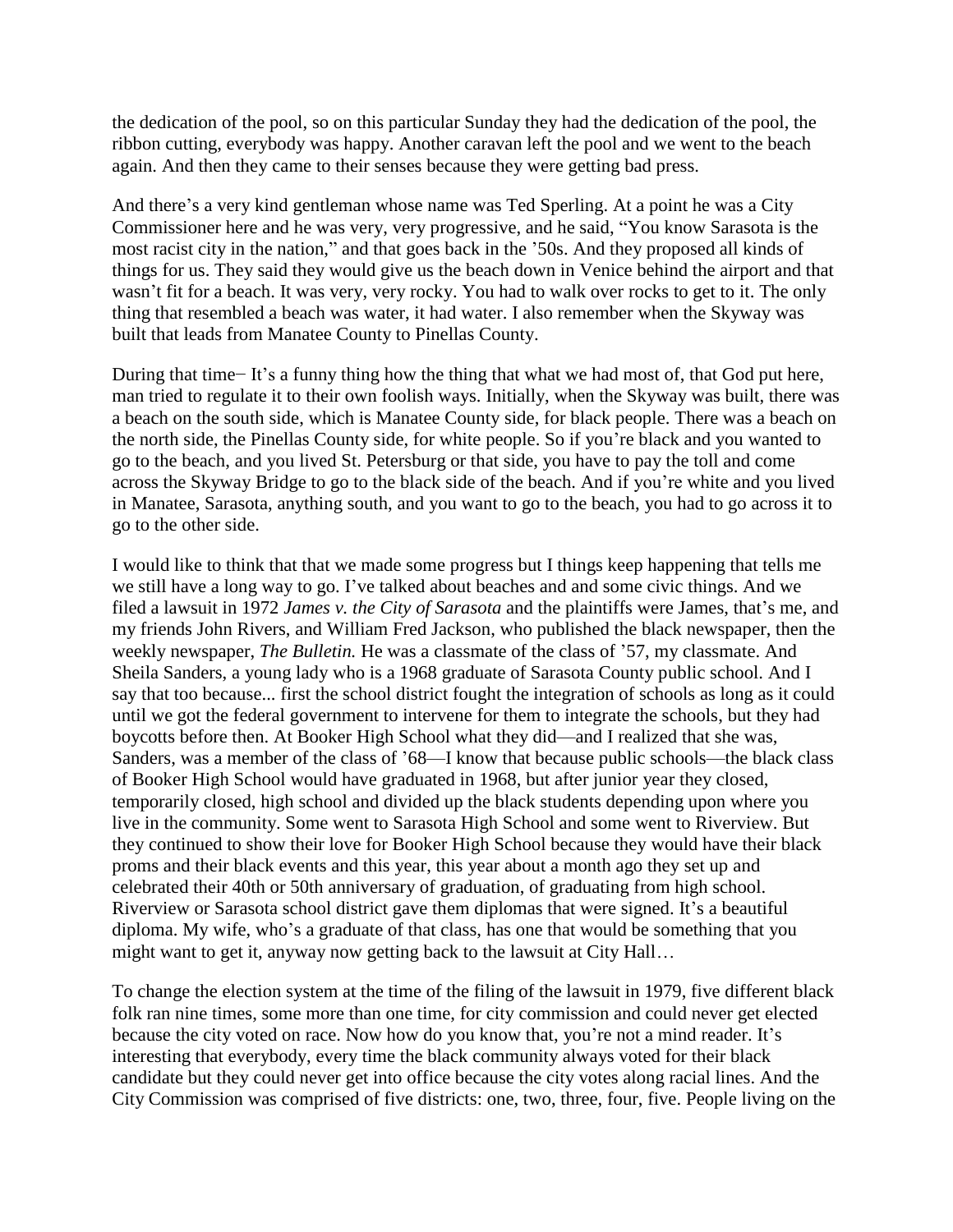the dedication of the pool, so on this particular Sunday they had the dedication of the pool, the ribbon cutting, everybody was happy. Another caravan left the pool and we went to the beach again. And then they came to their senses because they were getting bad press.

And there's a very kind gentleman whose name was Ted Sperling. At a point he was a City Commissioner here and he was very, very progressive, and he said, "You know Sarasota is the most racist city in the nation," and that goes back in the '50s. And they proposed all kinds of things for us. They said they would give us the beach down in Venice behind the airport and that wasn't fit for a beach. It was very, very rocky. You had to walk over rocks to get to it. The only thing that resembled a beach was water, it had water. I also remember when the Skyway was built that leads from Manatee County to Pinellas County.

During that time− It's a funny thing how the thing that what we had most of, that God put here, man tried to regulate it to their own foolish ways. Initially, when the Skyway was built, there was a beach on the south side, which is Manatee County side, for black people. There was a beach on the north side, the Pinellas County side, for white people. So if you're black and you wanted to go to the beach, and you lived St. Petersburg or that side, you have to pay the toll and come across the Skyway Bridge to go to the black side of the beach. And if you're white and you lived in Manatee, Sarasota, anything south, and you want to go to the beach, you had to go across it to go to the other side.

I would like to think that that we made some progress but I things keep happening that tells me we still have a long way to go. I've talked about beaches and and some civic things. And we filed a lawsuit in 1972 *James v. the City of Sarasota* and the plaintiffs were James, that's me, and my friends John Rivers, and William Fred Jackson, who published the black newspaper, then the weekly newspaper, *The Bulletin.* He was a classmate of the class of '57, my classmate. And Sheila Sanders, a young lady who is a 1968 graduate of Sarasota County public school. And I say that too because... first the school district fought the integration of schools as long as it could until we got the federal government to intervene for them to integrate the schools, but they had boycotts before then. At Booker High School what they did—and I realized that she was, Sanders, was a member of the class of '68—I know that because public schools—the black class of Booker High School would have graduated in 1968, but after junior year they closed, temporarily closed, high school and divided up the black students depending upon where you live in the community. Some went to Sarasota High School and some went to Riverview. But they continued to show their love for Booker High School because they would have their black proms and their black events and this year, this year about a month ago they set up and celebrated their 40th or 50th anniversary of graduation, of graduating from high school. Riverview or Sarasota school district gave them diplomas that were signed. It's a beautiful diploma. My wife, who's a graduate of that class, has one that would be something that you might want to get it, anyway now getting back to the lawsuit at City Hall…

To change the election system at the time of the filing of the lawsuit in 1979, five different black folk ran nine times, some more than one time, for city commission and could never get elected because the city voted on race. Now how do you know that, you're not a mind reader. It's interesting that everybody, every time the black community always voted for their black candidate but they could never get into office because the city votes along racial lines. And the City Commission was comprised of five districts: one, two, three, four, five. People living on the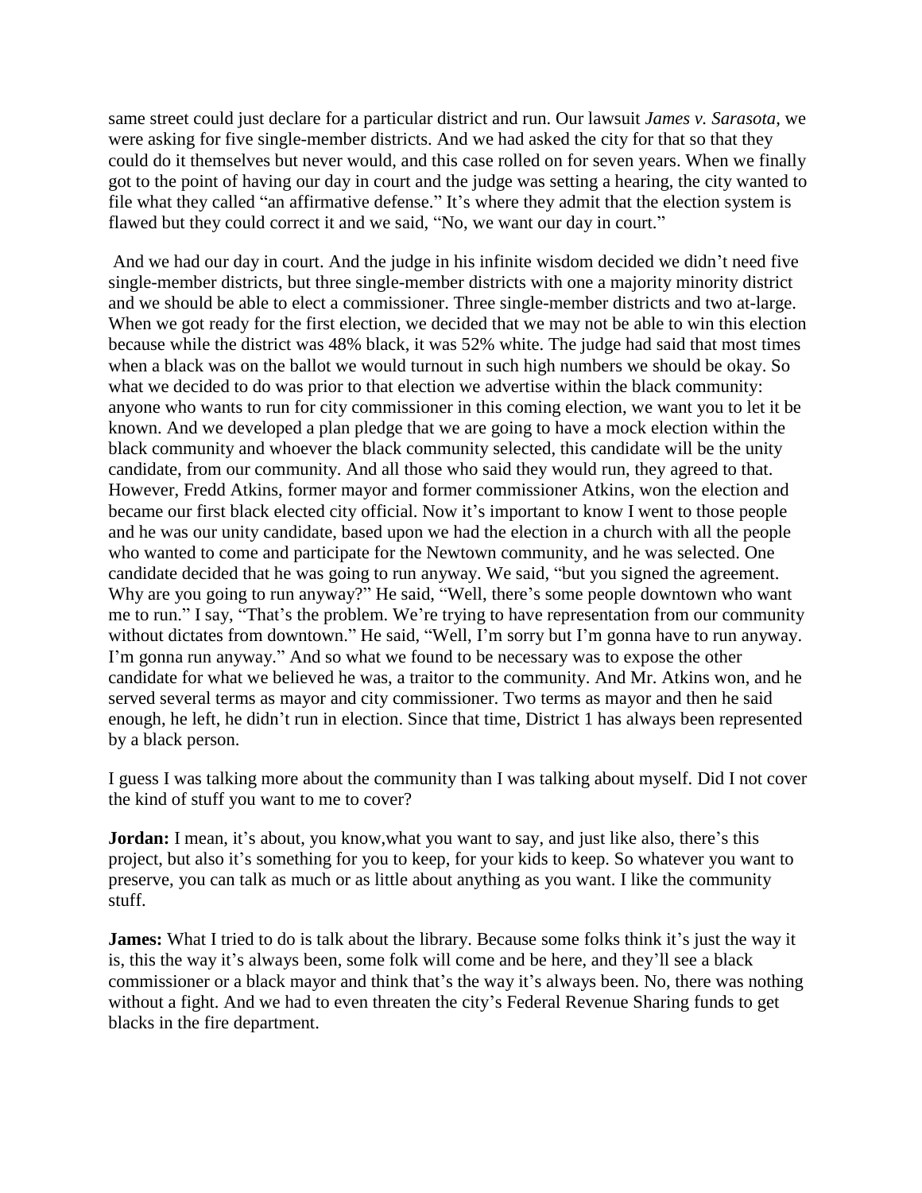same street could just declare for a particular district and run. Our lawsuit *James v. Sarasota*, we were asking for five single-member districts. And we had asked the city for that so that they could do it themselves but never would, and this case rolled on for seven years. When we finally got to the point of having our day in court and the judge was setting a hearing, the city wanted to file what they called "an affirmative defense." It's where they admit that the election system is flawed but they could correct it and we said, "No, we want our day in court."

And we had our day in court. And the judge in his infinite wisdom decided we didn't need five single-member districts, but three single-member districts with one a majority minority district and we should be able to elect a commissioner. Three single-member districts and two at-large. When we got ready for the first election, we decided that we may not be able to win this election because while the district was 48% black, it was 52% white. The judge had said that most times when a black was on the ballot we would turnout in such high numbers we should be okay. So what we decided to do was prior to that election we advertise within the black community: anyone who wants to run for city commissioner in this coming election, we want you to let it be known. And we developed a plan pledge that we are going to have a mock election within the black community and whoever the black community selected, this candidate will be the unity candidate, from our community. And all those who said they would run, they agreed to that. However, Fredd Atkins, former mayor and former commissioner Atkins, won the election and became our first black elected city official. Now it's important to know I went to those people and he was our unity candidate, based upon we had the election in a church with all the people who wanted to come and participate for the Newtown community, and he was selected. One candidate decided that he was going to run anyway. We said, "but you signed the agreement. Why are you going to run anyway?" He said, "Well, there's some people downtown who want me to run." I say, "That's the problem. We're trying to have representation from our community without dictates from downtown." He said, "Well, I'm sorry but I'm gonna have to run anyway. I'm gonna run anyway." And so what we found to be necessary was to expose the other candidate for what we believed he was, a traitor to the community. And Mr. Atkins won, and he served several terms as mayor and city commissioner. Two terms as mayor and then he said enough, he left, he didn't run in election. Since that time, District 1 has always been represented by a black person.

I guess I was talking more about the community than I was talking about myself. Did I not cover the kind of stuff you want to me to cover?

**Jordan:** I mean, it's about, you know,what you want to say, and just like also, there's this project, but also it's something for you to keep, for your kids to keep. So whatever you want to preserve, you can talk as much or as little about anything as you want. I like the community stuff.

**James:** What I tried to do is talk about the library. Because some folks think it's just the way it is, this the way it's always been, some folk will come and be here, and they'll see a black commissioner or a black mayor and think that's the way it's always been. No, there was nothing without a fight. And we had to even threaten the city's Federal Revenue Sharing funds to get blacks in the fire department.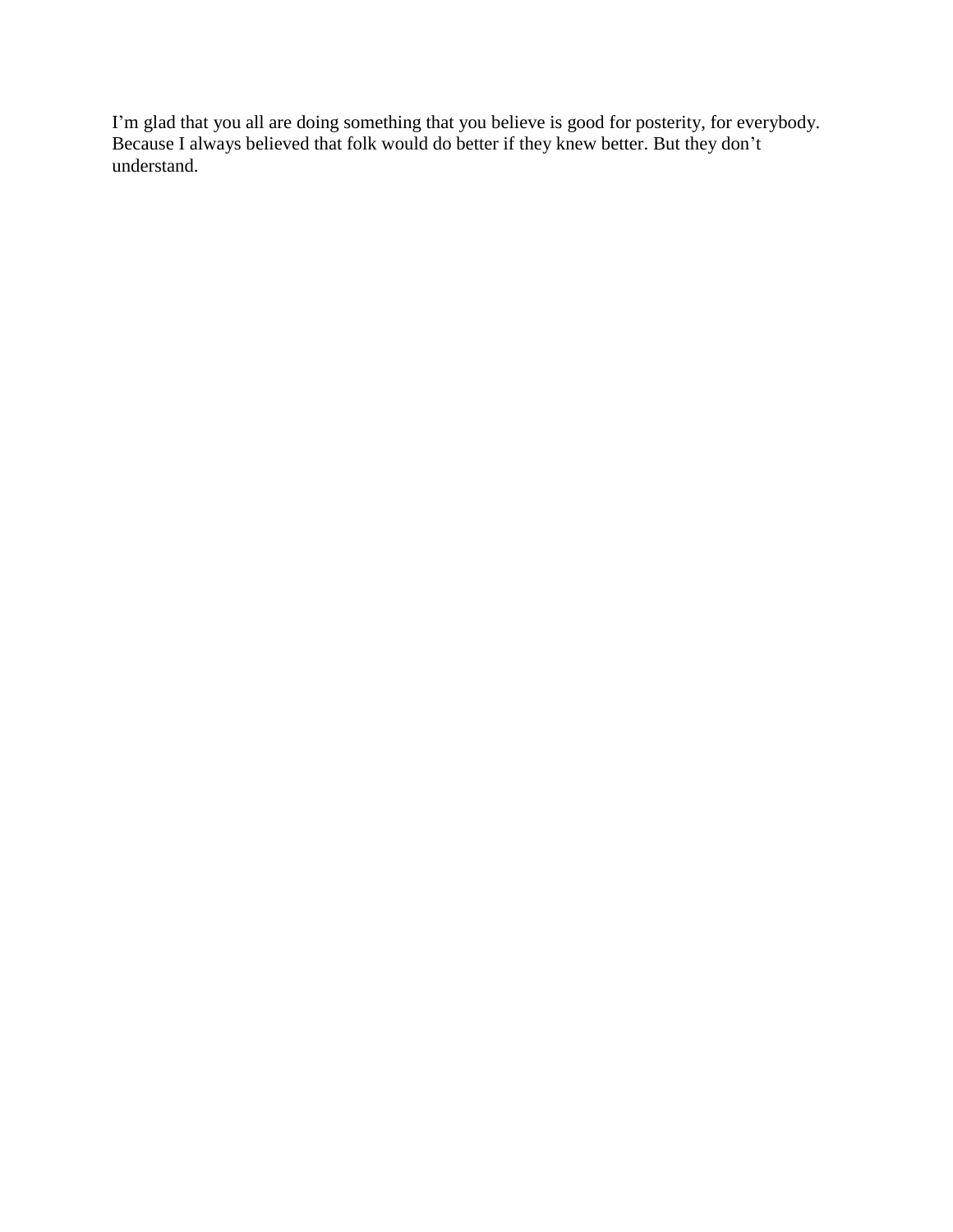I'm glad that you all are doing something that you believe is good for posterity, for everybody. Because I always believed that folk would do better if they knew better. But they don't understand.